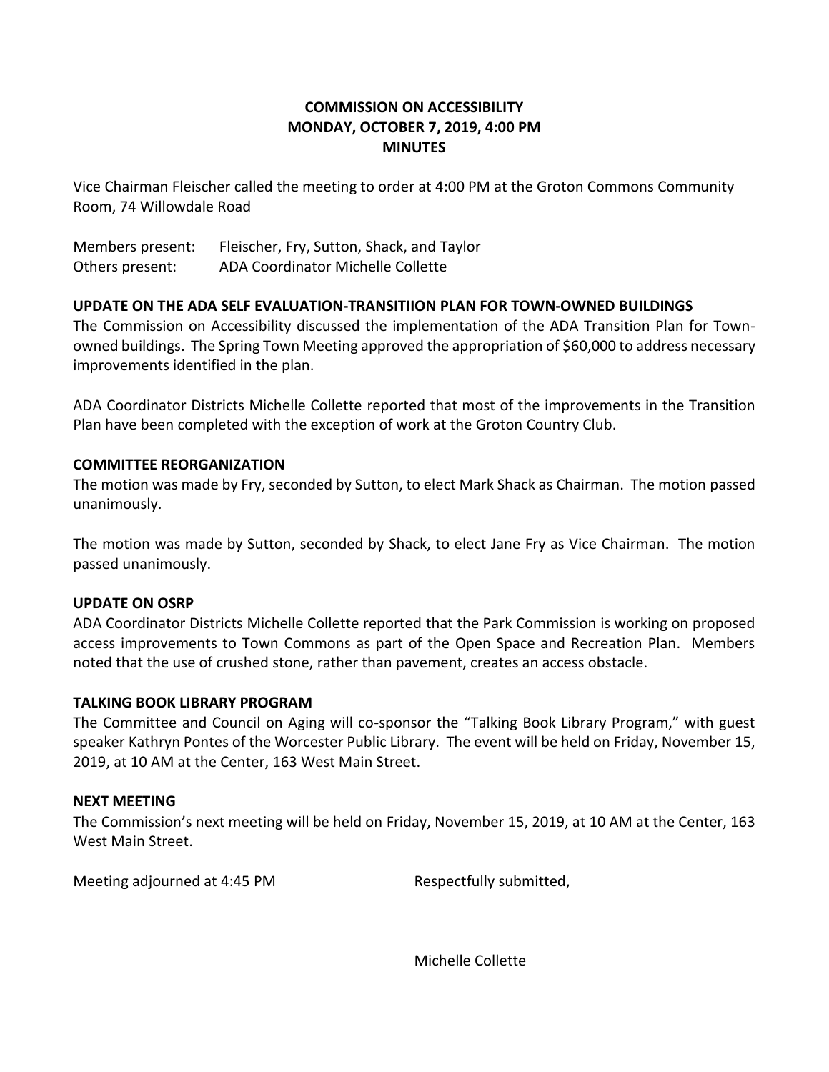**COMMISSION ON ACCESSIBILITY**
**MONDAY, OCTOBER 7, 2019, 4:00 PM**
**MINUTES**

Vice Chairman Fleischer called the meeting to order at 4:00 PM at the Groton Commons Community Room, 74 Willowdale Road

Members present: Fleischer, Fry, Sutton, Shack, and Taylor
Others present: ADA Coordinator Michelle Collette

**UPDATE ON THE ADA SELF EVALUATION-TRANSITIION PLAN FOR TOWN-OWNED BUILDINGS**

The Commission on Accessibility discussed the implementation of the ADA Transition Plan for Town-owned buildings. The Spring Town Meeting approved the appropriation of $60,000 to address necessary improvements identified in the plan.

ADA Coordinator Districts Michelle Collette reported that most of the improvements in the Transition Plan have been completed with the exception of work at the Groton Country Club.

**COMMITTEE REORGANIZATION**

The motion was made by Fry, seconded by Sutton, to elect Mark Shack as Chairman. The motion passed unanimously.

The motion was made by Sutton, seconded by Shack, to elect Jane Fry as Vice Chairman. The motion passed unanimously.

**UPDATE ON OSRP**

ADA Coordinator Districts Michelle Collette reported that the Park Commission is working on proposed access improvements to Town Commons as part of the Open Space and Recreation Plan. Members noted that the use of crushed stone, rather than pavement, creates an access obstacle.

**TALKING BOOK LIBRARY PROGRAM**

The Committee and Council on Aging will co-sponsor the "Talking Book Library Program," with guest speaker Kathryn Pontes of the Worcester Public Library. The event will be held on Friday, November 15, 2019, at 10 AM at the Center, 163 West Main Street.

**NEXT MEETING**

The Commission's next meeting will be held on Friday, November 15, 2019, at 10 AM at the Center, 163 West Main Street.

Meeting adjourned at 4:45 PM

Respectfully submitted,

Michelle Collette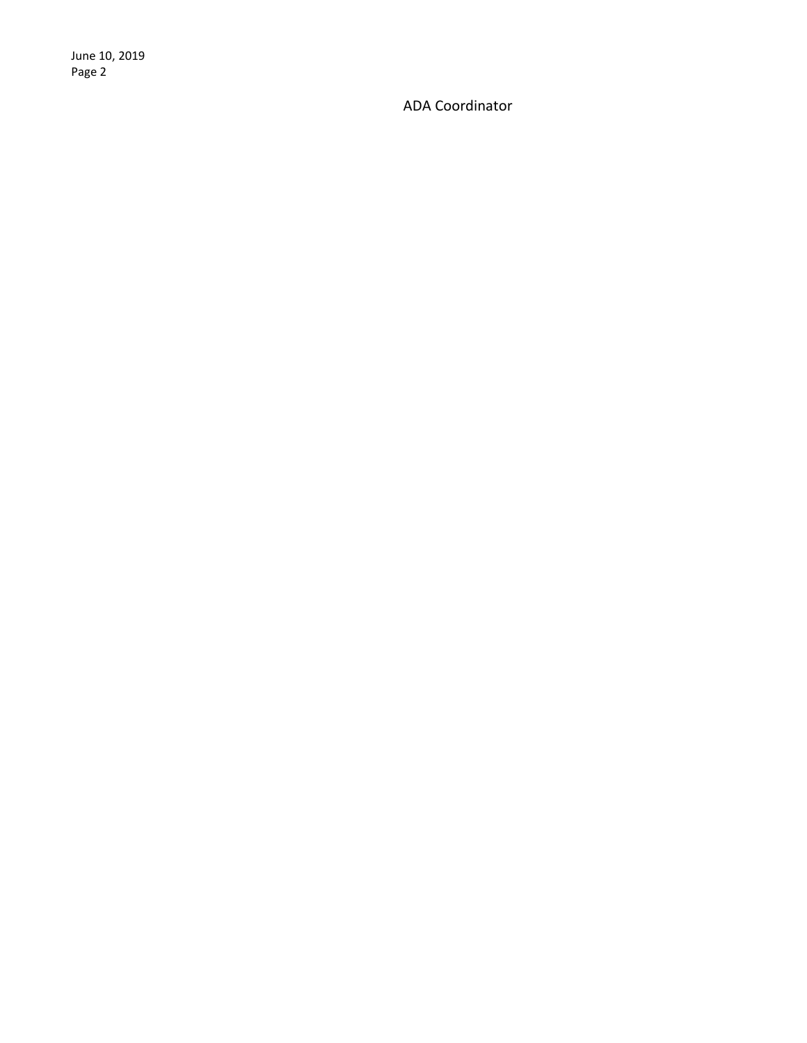ADA Coordinator